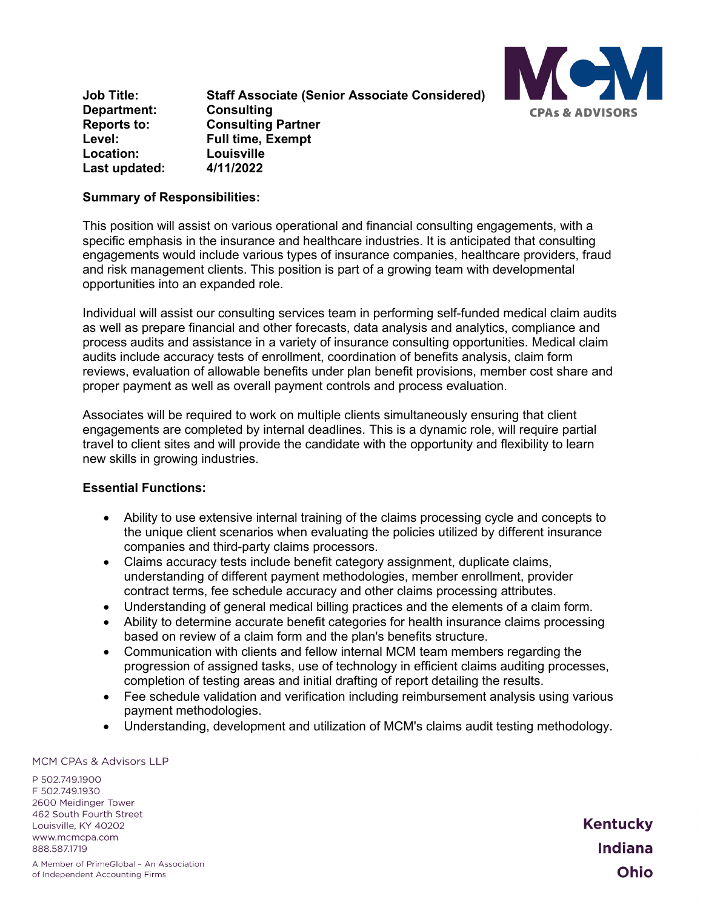| | |
|---|---|
| **Job Title:** | **Staff Associate (Senior Associate Considered)** |
| **Department:** | **Consulting** |
| **Reports to:** | **Consulting Partner** |
| **Level:** | **Full time, Exempt** |
| **Location:** | **Louisville** |
| **Last updated:** | **4/11/2022** |

**Summary of Responsibilities:**

This position will assist on various operational and financial consulting engagements, with a specific emphasis in the insurance and healthcare industries. It is anticipated that consulting engagements would include various types of insurance companies, healthcare providers, fraud and risk management clients. This position is part of a growing team with developmental opportunities into an expanded role.

Individual will assist our consulting services team in performing self-funded medical claim audits as well as prepare financial and other forecasts, data analysis and analytics, compliance and process audits and assistance in a variety of insurance consulting opportunities. Medical claim audits include accuracy tests of enrollment, coordination of benefits analysis, claim form reviews, evaluation of allowable benefits under plan benefit provisions, member cost share and proper payment as well as overall payment controls and process evaluation.

Associates will be required to work on multiple clients simultaneously ensuring that client engagements are completed by internal deadlines. This is a dynamic role, will require partial travel to client sites and will provide the candidate with the opportunity and flexibility to learn new skills in growing industries.

**Essential Functions:**

- Ability to use extensive internal training of the claims processing cycle and concepts to the unique client scenarios when evaluating the policies utilized by different insurance companies and third-party claims processors.
- Claims accuracy tests include benefit category assignment, duplicate claims, understanding of different payment methodologies, member enrollment, provider contract terms, fee schedule accuracy and other claims processing attributes.
- Understanding of general medical billing practices and the elements of a claim form.
- Ability to determine accurate benefit categories for health insurance claims processing based on review of a claim form and the plan's benefits structure.
- Communication with clients and fellow internal MCM team members regarding the progression of assigned tasks, use of technology in efficient claims auditing processes, completion of testing areas and initial drafting of report detailing the results.
- Fee schedule validation and verification including reimbursement analysis using various payment methodologies.
- Understanding, development and utilization of MCM's claims audit testing methodology.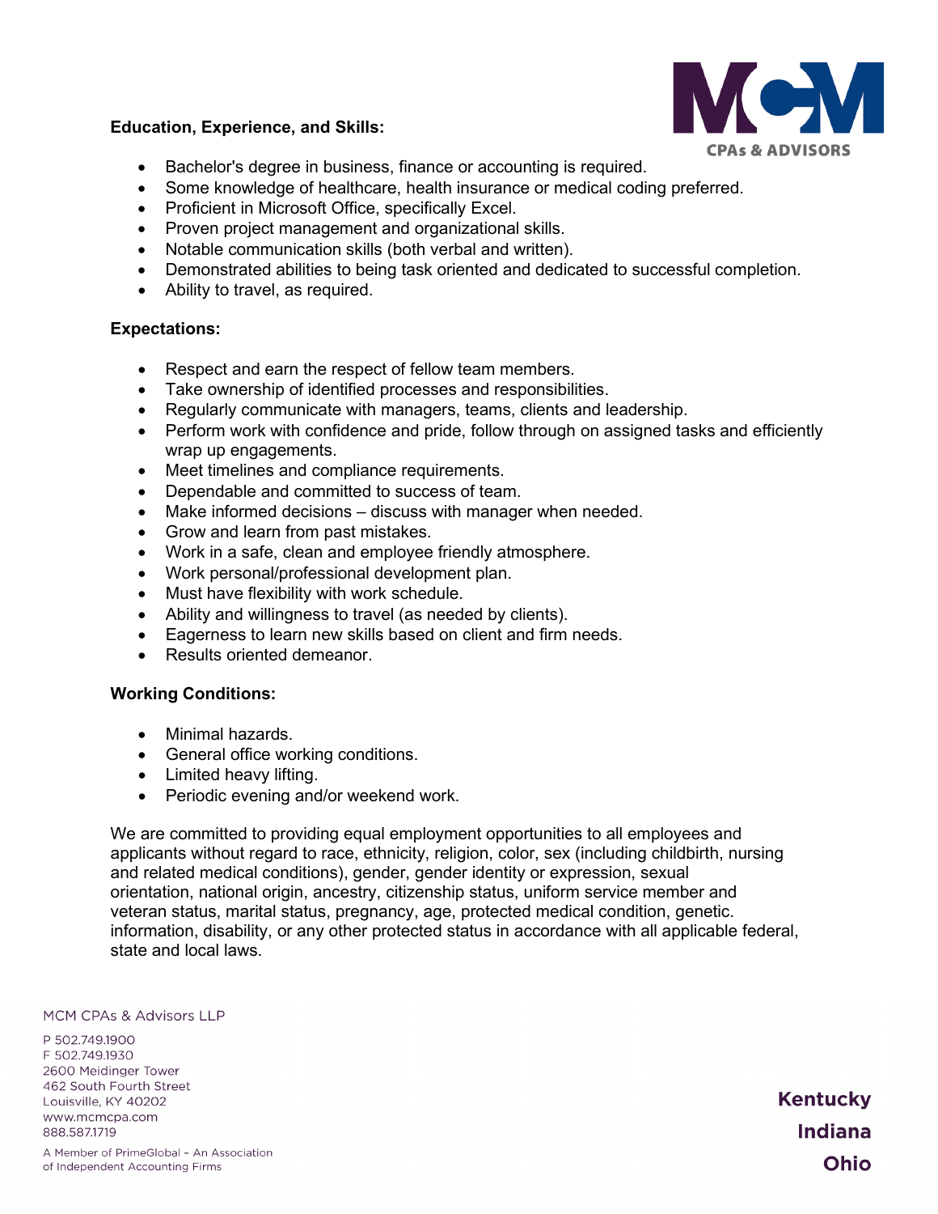**Education, Experience, and Skills:**

- Bachelor's degree in business, finance or accounting is required.
- Some knowledge of healthcare, health insurance or medical coding preferred.
- Proficient in Microsoft Office, specifically Excel.
- Proven project management and organizational skills.
- Notable communication skills (both verbal and written).
- Demonstrated abilities to being task oriented and dedicated to successful completion.
- Ability to travel, as required.

**Expectations:**

- Respect and earn the respect of fellow team members.
- Take ownership of identified processes and responsibilities.
- Regularly communicate with managers, teams, clients and leadership.
- Perform work with confidence and pride, follow through on assigned tasks and efficiently wrap up engagements.
- Meet timelines and compliance requirements.
- Dependable and committed to success of team.
- Make informed decisions – discuss with manager when needed.
- Grow and learn from past mistakes.
- Work in a safe, clean and employee friendly atmosphere.
- Work personal/professional development plan.
- Must have flexibility with work schedule.
- Ability and willingness to travel (as needed by clients).
- Eagerness to learn new skills based on client and firm needs.
- Results oriented demeanor.

**Working Conditions:**

- Minimal hazards.
- General office working conditions.
- Limited heavy lifting.
- Periodic evening and/or weekend work.

We are committed to providing equal employment opportunities to all employees and applicants without regard to race, ethnicity, religion, color, sex (including childbirth, nursing and related medical conditions), gender, gender identity or expression, sexual orientation, national origin, ancestry, citizenship status, uniform service member and veteran status, marital status, pregnancy, age, protected medical condition, genetic. information, disability, or any other protected status in accordance with all applicable federal, state and local laws.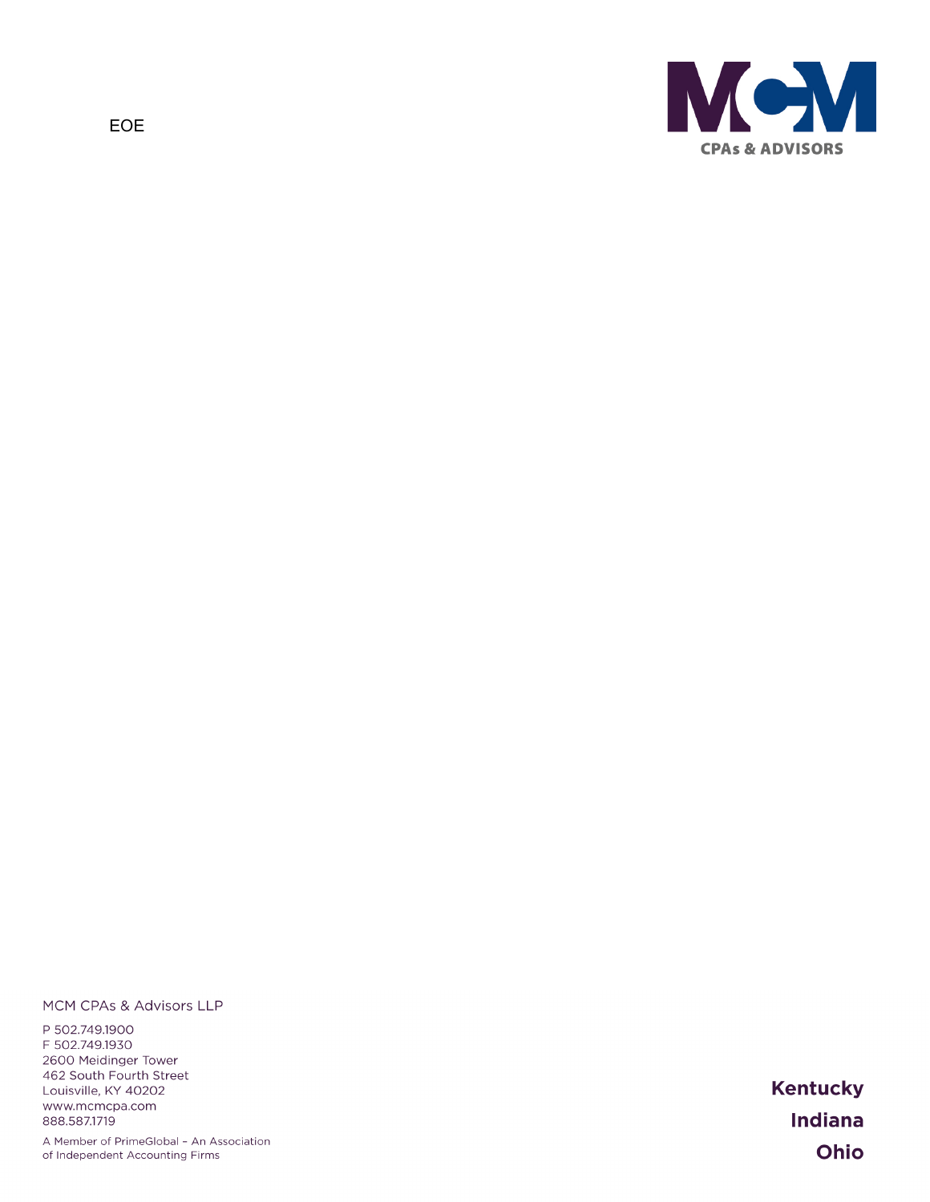EOE

MCM CPAs & ADVISORS

MCM CPAs & Advisors LLP

P 502.749.1900
F 502.749.1930
2600 Meidinger Tower
462 South Fourth Street
Louisville, KY 40202
www.mcmcpa.com
888.587.1719

A Member of PrimeGlobal – An Association of Independent Accounting Firms

**Kentucky**
**Indiana**
**Ohio**